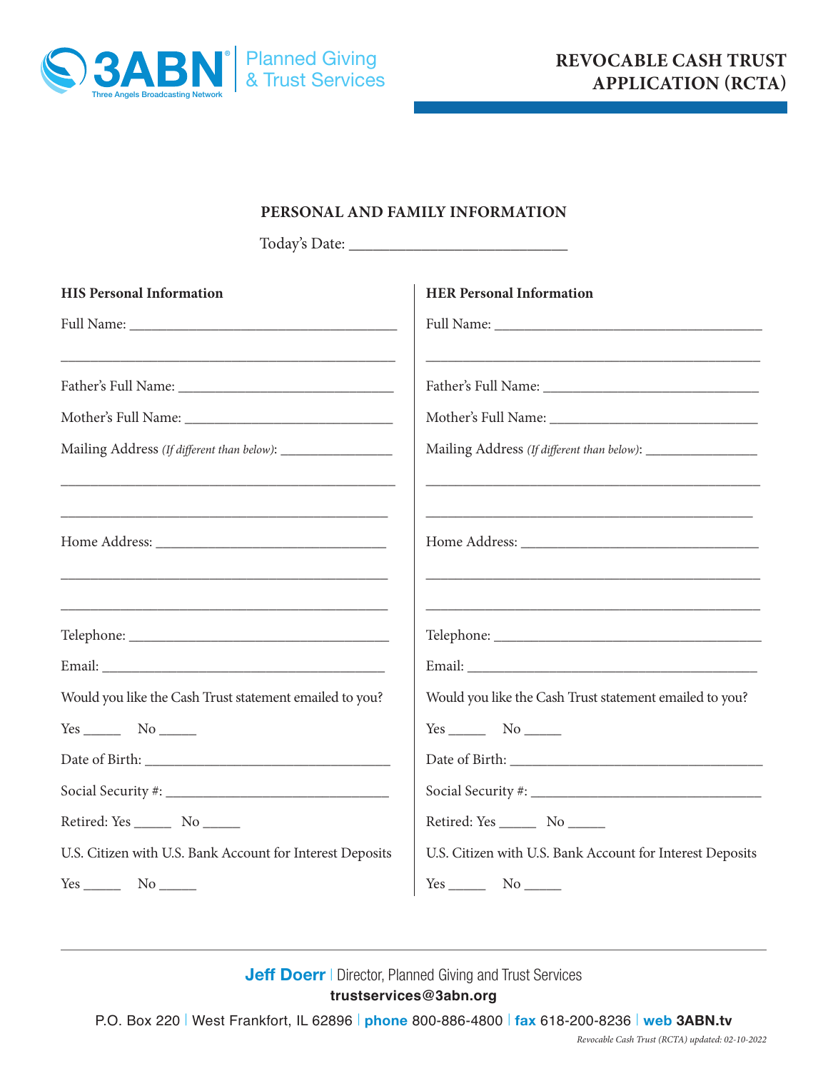3ABN® Three Angels Broadcasting Network | Planned Giving & Trust Services

# REVOCABLE CASH TRUST APPLICATION (RCTA)

## PERSONAL AND FAMILY INFORMATION

Today's Date: ____________________________

### HIS Personal Information

Full Name: ______________________________________

______________________________________________

Father's Full Name: ______________________________

Mother's Full Name: ______________________________

Mailing Address *(If different than below)*: _______________

______________________________________________

______________________________________________

Home Address: __________________________________

______________________________________________

______________________________________________

Telephone: _____________________________________

Email: ________________________________________

Would you like the Cash Trust statement emailed to you?

Yes _____ No _____

Date of Birth: ___________________________________

Social Security #: ________________________________

Retired: Yes _____ No _____

U.S. Citizen with U.S. Bank Account for Interest Deposits

Yes _____ No _____

### HER Personal Information

Full Name: ______________________________________

______________________________________________

Father's Full Name: ______________________________

Mother's Full Name: ______________________________

Mailing Address *(If different than below)*: _______________

______________________________________________

______________________________________________

Home Address: __________________________________

______________________________________________

______________________________________________

Telephone: _____________________________________

Email: ________________________________________

Would you like the Cash Trust statement emailed to you?

Yes _____ No _____

Date of Birth: ___________________________________

Social Security #: ________________________________

Retired: Yes _____ No _____

U.S. Citizen with U.S. Bank Account for Interest Deposits

Yes _____ No _____

---

**Jeff Doerr** | Director, Planned Giving and Trust Services
**trustservices@3abn.org**

P.O. Box 220 | West Frankfort, IL 62896 | **phone** 800-886-4800 | **fax** 618-200-8236 | **web** **3ABN.tv**

*Revocable Cash Trust (RCTA) updated: 02-10-2022*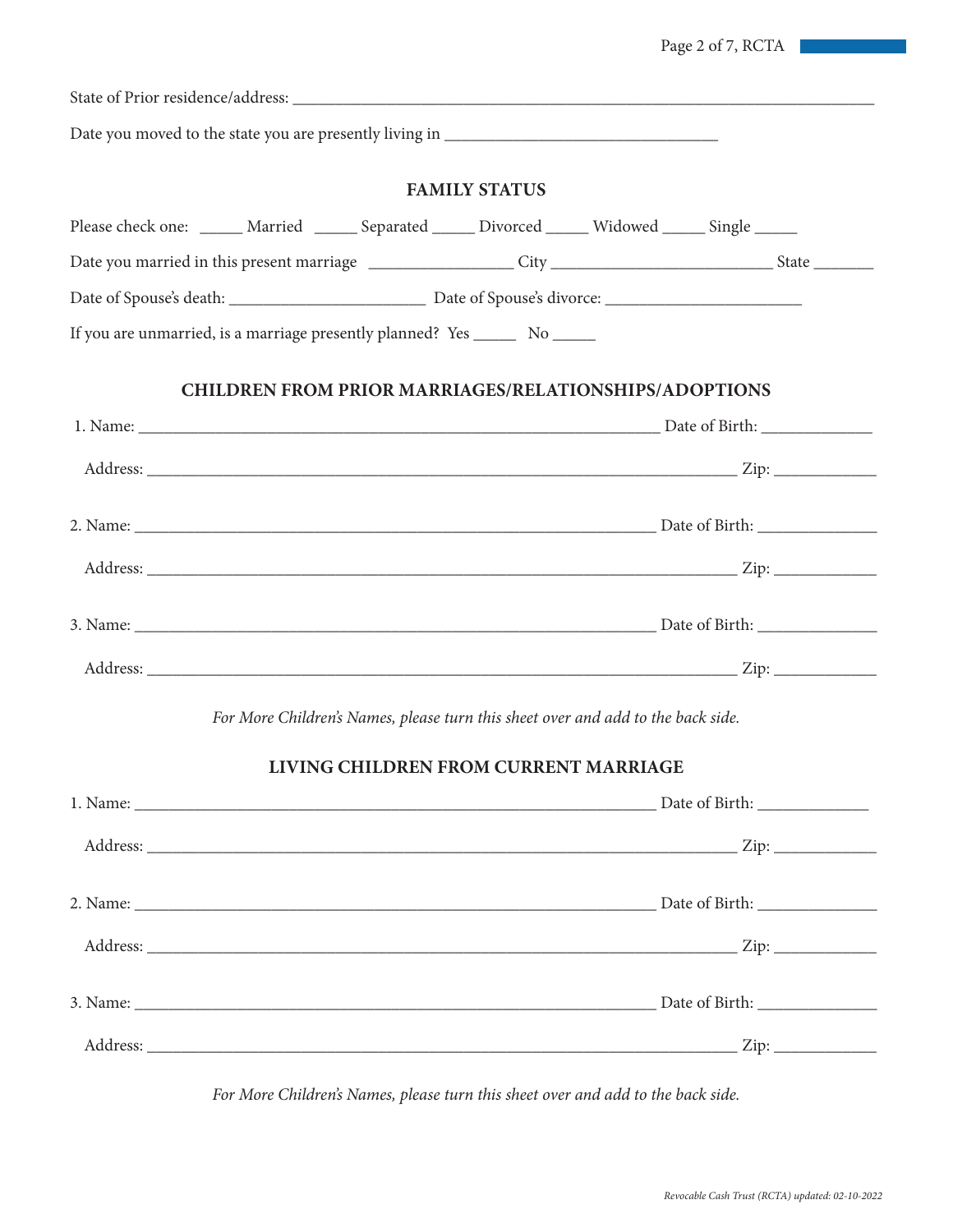State of Prior residence/address: ___________________________________________________________________________

Date you moved to the state you are presently living in ___________________________________

## FAMILY STATUS

Please check one: _____ Married _____ Separated _____ Divorced _____ Widowed _____ Single _____

Date you married in this present marriage _________________ City ___________________________ State _______

Date of Spouse's death: ________________________ Date of Spouse's divorce: ________________________

If you are unmarried, is a marriage presently planned? Yes _____ No _____

## CHILDREN FROM PRIOR MARRIAGES/RELATIONSHIPS/ADOPTIONS

1. Name: _________________________________________________________________ Date of Birth: ______________

   Address: __________________________________________________________________________ Zip: ____________

2. Name: _________________________________________________________________ Date of Birth: ______________

   Address: __________________________________________________________________________ Zip: ____________

3. Name: _________________________________________________________________ Date of Birth: ______________

   Address: __________________________________________________________________________ Zip: ____________

*For More Children's Names, please turn this sheet over and add to the back side.*

## LIVING CHILDREN FROM CURRENT MARRIAGE

1. Name: _________________________________________________________________ Date of Birth: ______________

   Address: __________________________________________________________________________ Zip: ____________

2. Name: _________________________________________________________________ Date of Birth: ______________

   Address: __________________________________________________________________________ Zip: ____________

3. Name: _________________________________________________________________ Date of Birth: ______________

   Address: __________________________________________________________________________ Zip: ____________

*For More Children's Names, please turn this sheet over and add to the back side.*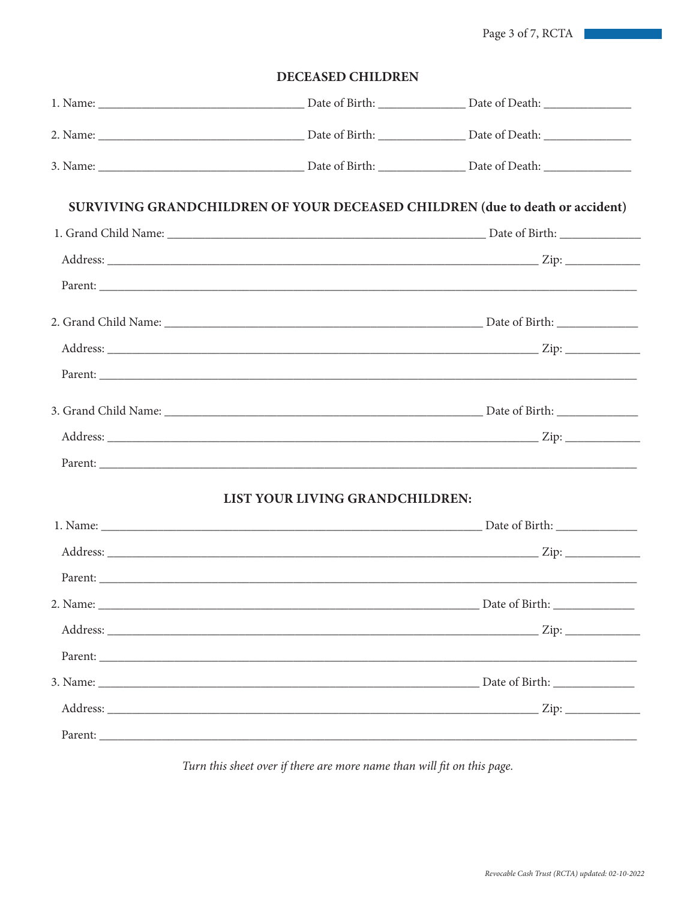## DECEASED CHILDREN

1. Name: ________________________________ Date of Birth: _____________ Date of Death: _____________

2. Name: ________________________________ Date of Birth: _____________ Date of Death: _____________

3. Name: ________________________________ Date of Birth: _____________ Date of Death: _____________

## SURVIVING GRANDCHILDREN OF YOUR DECEASED CHILDREN (due to death or accident)

1. Grand Child Name: __________________________________________________ Date of Birth: ____________

   Address: ___________________________________________________________________ Zip: ___________

   Parent: ___________________________________________________________________________________

2. Grand Child Name: __________________________________________________ Date of Birth: ____________

   Address: ___________________________________________________________________ Zip: ___________

   Parent: ___________________________________________________________________________________

3. Grand Child Name: __________________________________________________ Date of Birth: ____________

   Address: ___________________________________________________________________ Zip: ___________

   Parent: ___________________________________________________________________________________

## LIST YOUR LIVING GRANDCHILDREN:

1. Name: ____________________________________________________________ Date of Birth: ____________

   Address: ___________________________________________________________________ Zip: ___________

   Parent: ___________________________________________________________________________________

2. Name: ____________________________________________________________ Date of Birth: ____________

   Address: ___________________________________________________________________ Zip: ___________

   Parent: ___________________________________________________________________________________

3. Name: ____________________________________________________________ Date of Birth: ____________

   Address: ___________________________________________________________________ Zip: ___________

   Parent: ___________________________________________________________________________________

*Turn this sheet over if there are more name than will fit on this page.*

*Revocable Cash Trust (RCTA) updated: 02-10-2022*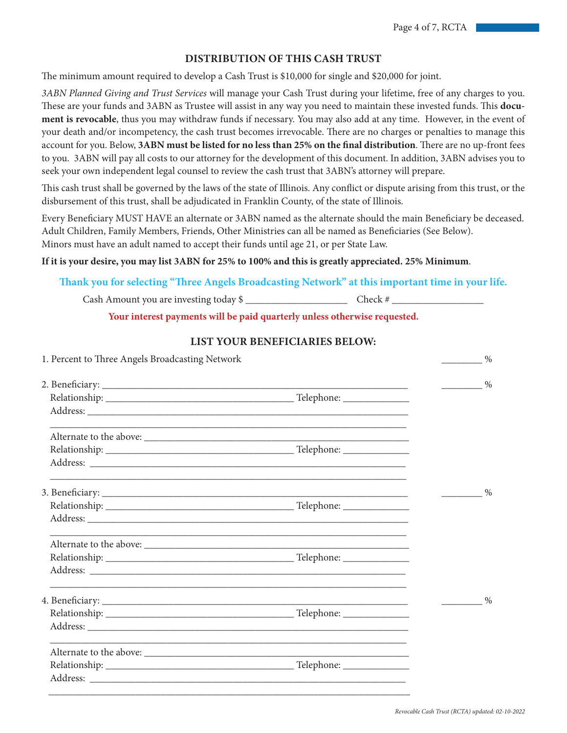## DISTRIBUTION OF THIS CASH TRUST

The minimum amount required to develop a Cash Trust is $10,000 for single and $20,000 for joint.

*3ABN Planned Giving and Trust Services* will manage your Cash Trust during your lifetime, free of any charges to you. These are your funds and 3ABN as Trustee will assist in any way you need to maintain these invested funds. This **document is revocable**, thus you may withdraw funds if necessary. You may also add at any time. However, in the event of your death and/or incompetency, the cash trust becomes irrevocable. There are no charges or penalties to manage this account for you. Below, **3ABN must be listed for no less than 25% on the final distribution**. There are no up-front fees to you. 3ABN will pay all costs to our attorney for the development of this document. In addition, 3ABN advises you to seek your own independent legal counsel to review the cash trust that 3ABN's attorney will prepare.

This cash trust shall be governed by the laws of the state of Illinois. Any conflict or dispute arising from this trust, or the disbursement of this trust, shall be adjudicated in Franklin County, of the state of Illinois.

Every Beneficiary MUST HAVE an alternate or 3ABN named as the alternate should the main Beneficiary be deceased. Adult Children, Family Members, Friends, Other Ministries can all be named as Beneficiaries (See Below). Minors must have an adult named to accept their funds until age 21, or per State Law.

**If it is your desire, you may list 3ABN for 25% to 100% and this is greatly appreciated. 25% Minimum**.

**Thank you for selecting "Three Angels Broadcasting Network" at this important time in your life.**

Cash Amount you are investing today $ ____________________ Check # __________________

**Your interest payments will be paid quarterly unless otherwise requested.**

## LIST YOUR BENEFICIARIES BELOW:

1. Percent to Three Angels Broadcasting Network ________ %

2. Beneficiary: ______________________________________________ ________ %
   Relationship: ______________________ Telephone: ____________
   Address: __________________________________________________
   __________________________________________________________
   Alternate to the above: ______________________________________
   Relationship: ______________________ Telephone: ____________
   Address: __________________________________________________
   __________________________________________________________

3. Beneficiary: ______________________________________________ ________ %
   Relationship: ______________________ Telephone: ____________
   Address: __________________________________________________
   __________________________________________________________
   Alternate to the above: ______________________________________
   Relationship: ______________________ Telephone: ____________
   Address: __________________________________________________
   __________________________________________________________

4. Beneficiary: ______________________________________________ ________ %
   Relationship: ______________________ Telephone: ____________
   Address: __________________________________________________
   __________________________________________________________
   Alternate to the above: ______________________________________
   Relationship: ______________________ Telephone: ____________
   Address: __________________________________________________
   __________________________________________________________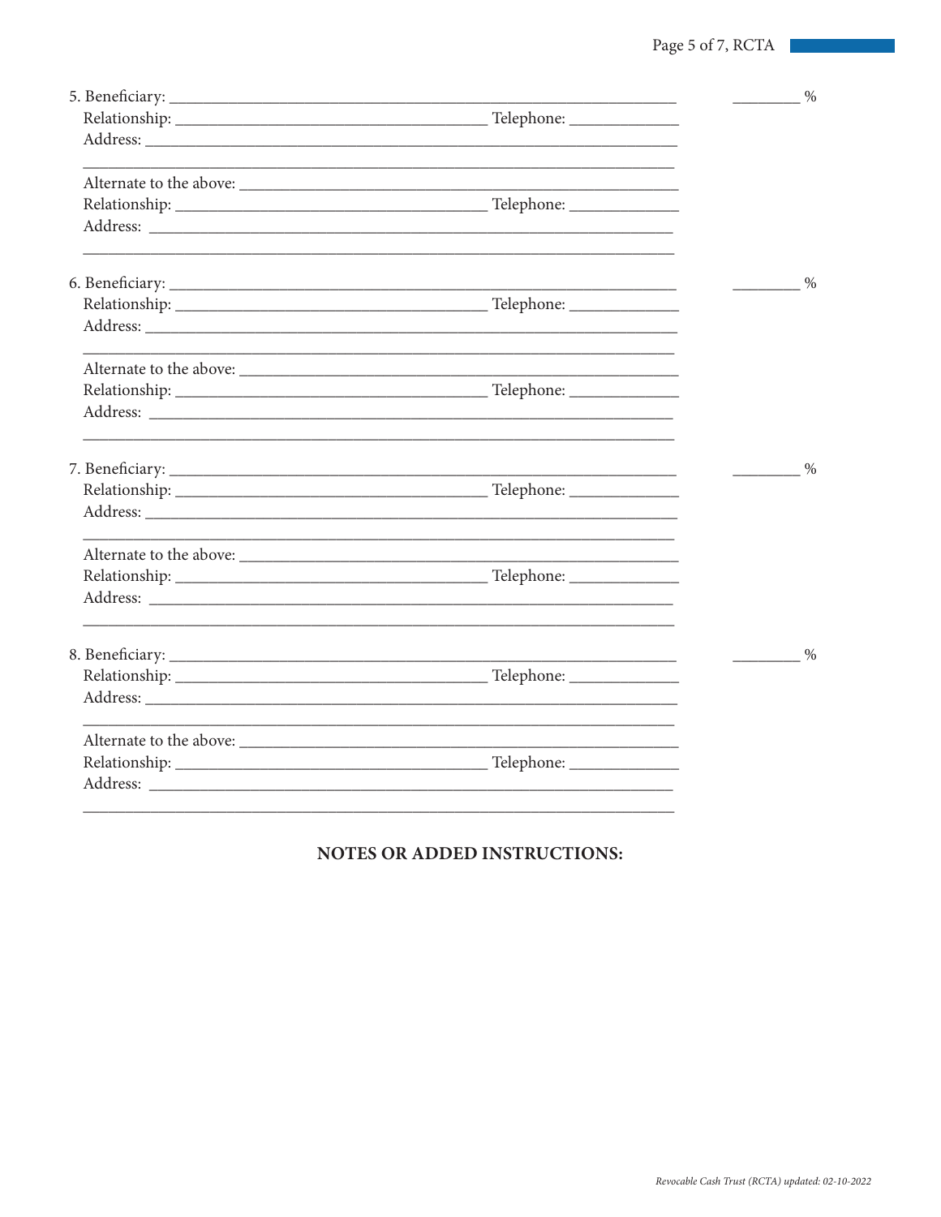5. Beneficiary: ______________________________________________________________ ________ %

Relationship: ____________________________________ Telephone: _____________

Address: _________________________________________________________________

__________________________________________________________________________

Alternate to the above: ____________________________________________________

Relationship: ____________________________________ Telephone: _____________

Address: _________________________________________________________________

__________________________________________________________________________

6. Beneficiary: ______________________________________________________________ ________ %

Relationship: ____________________________________ Telephone: _____________

Address: _________________________________________________________________

__________________________________________________________________________

Alternate to the above: ____________________________________________________

Relationship: ____________________________________ Telephone: _____________

Address: _________________________________________________________________

__________________________________________________________________________

7. Beneficiary: ______________________________________________________________ ________ %

Relationship: ____________________________________ Telephone: _____________

Address: _________________________________________________________________

__________________________________________________________________________

Alternate to the above: ____________________________________________________

Relationship: ____________________________________ Telephone: _____________

Address: _________________________________________________________________

__________________________________________________________________________

8. Beneficiary: ______________________________________________________________ ________ %

Relationship: ____________________________________ Telephone: _____________

Address: _________________________________________________________________

__________________________________________________________________________

Alternate to the above: ____________________________________________________

Relationship: ____________________________________ Telephone: _____________

Address: _________________________________________________________________

__________________________________________________________________________

## NOTES OR ADDED INSTRUCTIONS: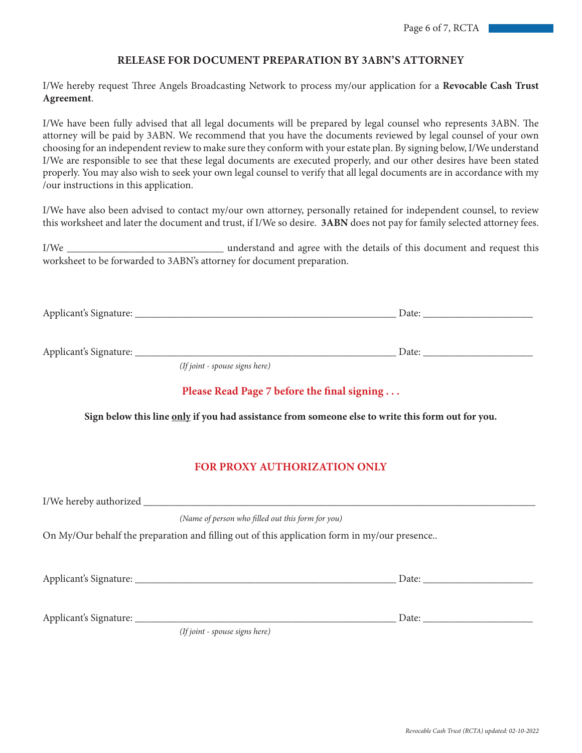## RELEASE FOR DOCUMENT PREPARATION BY 3ABN'S ATTORNEY

I/We hereby request Three Angels Broadcasting Network to process my/our application for a **Revocable Cash Trust Agreement**.

I/We have been fully advised that all legal documents will be prepared by legal counsel who represents 3ABN. The attorney will be paid by 3ABN. We recommend that you have the documents reviewed by legal counsel of your own choosing for an independent review to make sure they conform with your estate plan. By signing below, I/We understand I/We are responsible to see that these legal documents are executed properly, and our other desires have been stated properly. You may also wish to seek your own legal counsel to verify that all legal documents are in accordance with my /our instructions in this application.

I/We have also been advised to contact my/our own attorney, personally retained for independent counsel, to review this worksheet and later the document and trust, if I/We so desire. **3ABN** does not pay for family selected attorney fees.

I/We ______________________________ understand and agree with the details of this document and request this worksheet to be forwarded to 3ABN's attorney for document preparation.

Applicant's Signature: ___________________________________________________ Date: _____________________

Applicant's Signature: ___________________________________________________ Date: _____________________
*(If joint - spouse signs here)*

**Please Read Page 7 before the final signing . . .**

**Sign below this line only if you had assistance from someone else to write this form out for you.**

## FOR PROXY AUTHORIZATION ONLY

I/We hereby authorized ________________________________________________________________________________
*(Name of person who filled out this form for you)*

On My/Our behalf the preparation and filling out of this application form in my/our presence..

Applicant's Signature: ___________________________________________________ Date: _____________________

Applicant's Signature: ___________________________________________________ Date: _____________________
*(If joint - spouse signs here)*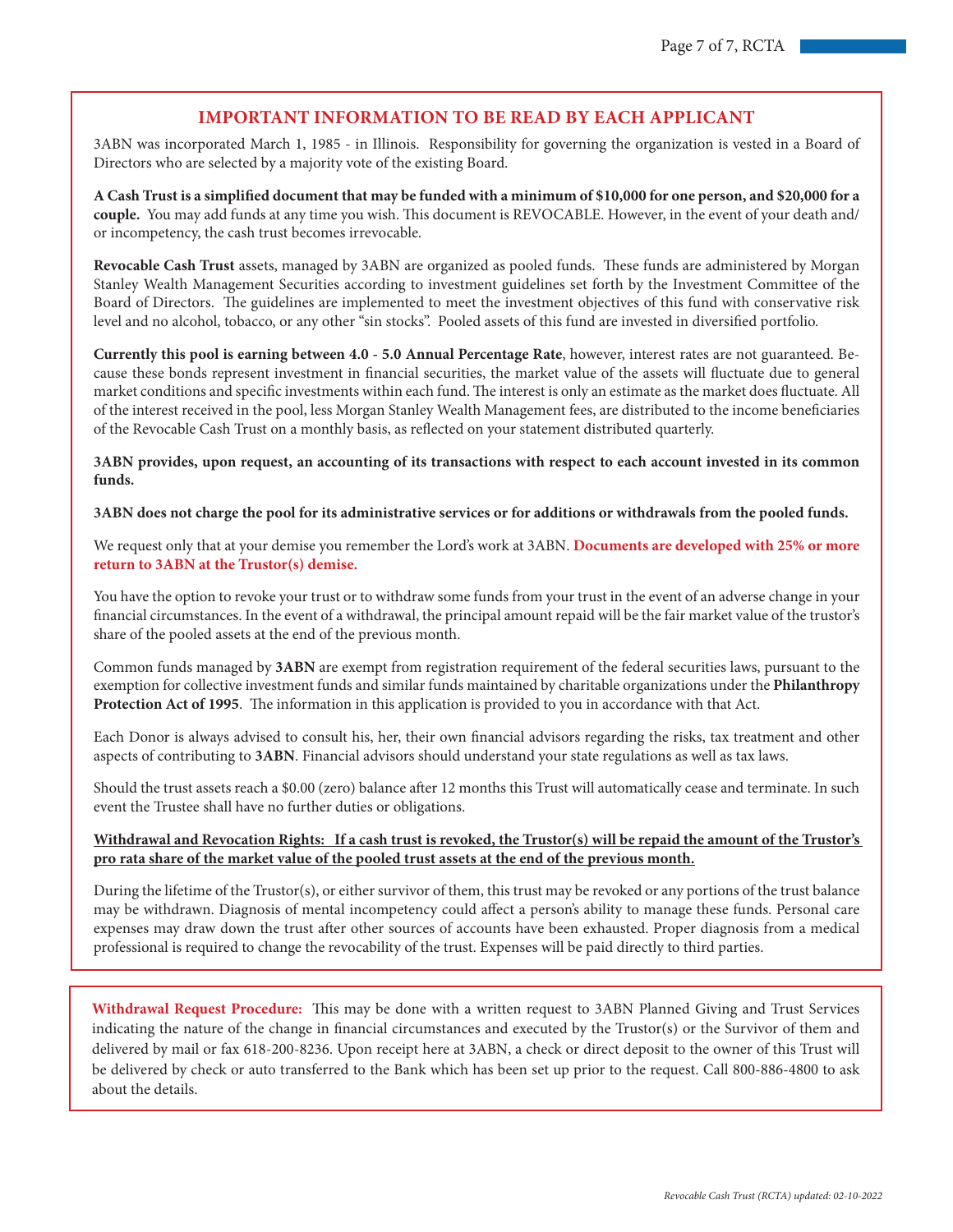## IMPORTANT INFORMATION TO BE READ BY EACH APPLICANT

3ABN was incorporated March 1, 1985 - in Illinois. Responsibility for governing the organization is vested in a Board of Directors who are selected by a majority vote of the existing Board.

**A Cash Trust is a simplified document that may be funded with a minimum of $10,000 for one person, and $20,000 for a couple.** You may add funds at any time you wish. This document is REVOCABLE. However, in the event of your death and/or incompetency, the cash trust becomes irrevocable.

**Revocable Cash Trust** assets, managed by 3ABN are organized as pooled funds. These funds are administered by Morgan Stanley Wealth Management Securities according to investment guidelines set forth by the Investment Committee of the Board of Directors. The guidelines are implemented to meet the investment objectives of this fund with conservative risk level and no alcohol, tobacco, or any other "sin stocks". Pooled assets of this fund are invested in diversified portfolio.

**Currently this pool is earning between 4.0 - 5.0 Annual Percentage Rate**, however, interest rates are not guaranteed. Because these bonds represent investment in financial securities, the market value of the assets will fluctuate due to general market conditions and specific investments within each fund. The interest is only an estimate as the market does fluctuate. All of the interest received in the pool, less Morgan Stanley Wealth Management fees, are distributed to the income beneficiaries of the Revocable Cash Trust on a monthly basis, as reflected on your statement distributed quarterly.

**3ABN provides, upon request, an accounting of its transactions with respect to each account invested in its common funds.**

**3ABN does not charge the pool for its administrative services or for additions or withdrawals from the pooled funds.**

We request only that at your demise you remember the Lord's work at 3ABN. **Documents are developed with 25% or more return to 3ABN at the Trustor(s) demise.**

You have the option to revoke your trust or to withdraw some funds from your trust in the event of an adverse change in your financial circumstances. In the event of a withdrawal, the principal amount repaid will be the fair market value of the trustor's share of the pooled assets at the end of the previous month.

Common funds managed by **3ABN** are exempt from registration requirement of the federal securities laws, pursuant to the exemption for collective investment funds and similar funds maintained by charitable organizations under the **Philanthropy Protection Act of 1995**. The information in this application is provided to you in accordance with that Act.

Each Donor is always advised to consult his, her, their own financial advisors regarding the risks, tax treatment and other aspects of contributing to **3ABN**. Financial advisors should understand your state regulations as well as tax laws.

Should the trust assets reach a $0.00 (zero) balance after 12 months this Trust will automatically cease and terminate. In such event the Trustee shall have no further duties or obligations.

**Withdrawal and Revocation Rights: If a cash trust is revoked, the Trustor(s) will be repaid the amount of the Trustor's pro rata share of the market value of the pooled trust assets at the end of the previous month.**

During the lifetime of the Trustor(s), or either survivor of them, this trust may be revoked or any portions of the trust balance may be withdrawn. Diagnosis of mental incompetency could affect a person's ability to manage these funds. Personal care expenses may draw down the trust after other sources of accounts have been exhausted. Proper diagnosis from a medical professional is required to change the revocability of the trust. Expenses will be paid directly to third parties.

**Withdrawal Request Procedure:** This may be done with a written request to 3ABN Planned Giving and Trust Services indicating the nature of the change in financial circumstances and executed by the Trustor(s) or the Survivor of them and delivered by mail or fax 618-200-8236. Upon receipt here at 3ABN, a check or direct deposit to the owner of this Trust will be delivered by check or auto transferred to the Bank which has been set up prior to the request. Call 800-886-4800 to ask about the details.

*Revocable Cash Trust (RCTA) updated: 02-10-2022*